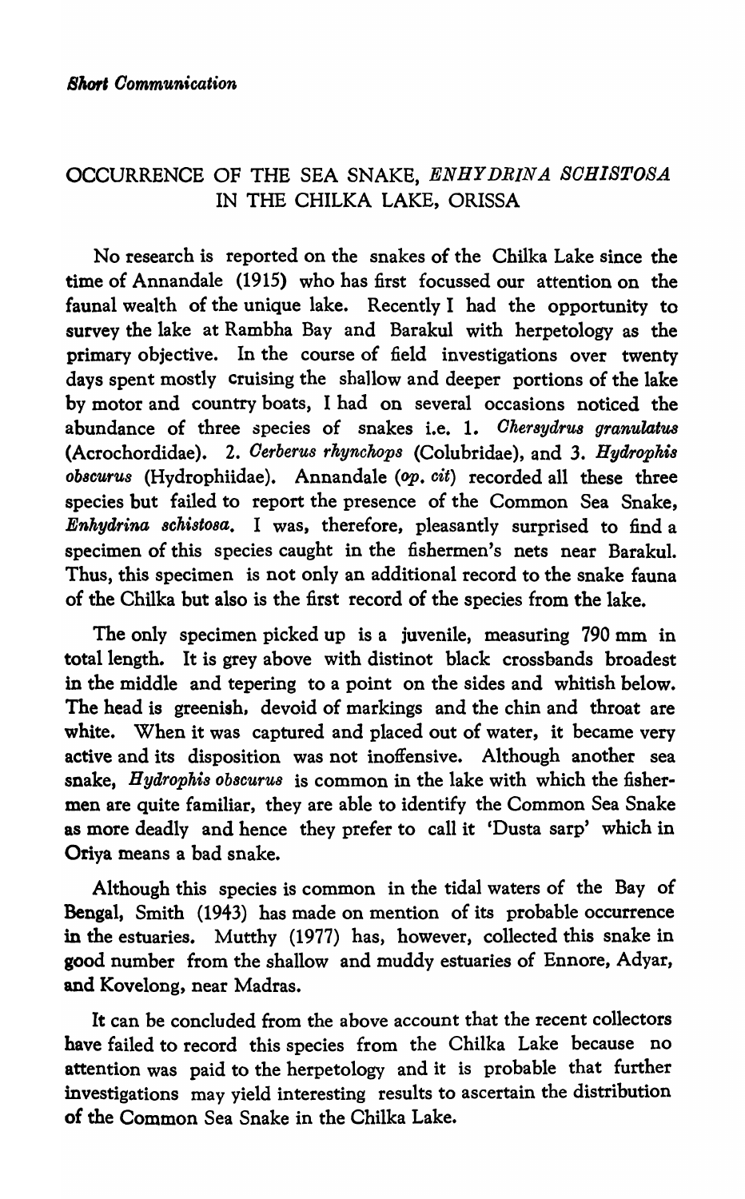*Short Communication*

# OCCURRENCE OF THE SEA SNAKE, *ENHYDRINA SCHISTOSA* IN THE CHILKA LAKE, ORISSA

No research is reported on the snakes of the Chilka Lake since the time of Annandale (1915) who has first focussed our attention on the faunal wealth of the unique lake. Recently I had the opportunity to survey the lake at Rambha Bay and Barakul with herpetology as the primary objective. In the course of field investigations over twenty days spent mostly cruising the shallow and deeper portions of the lake by motor and country boats, I had on several occasions noticed the abundance of three species of snakes i.e. 1. *Chersydrus granulatus* (Acrochordidae). 2. *Cerberus rhynchops* (Colubridae), and 3. *Hydrophis obscurus* (Hydrophiidae). Annandale (*op. cit*) recorded all these three species but failed to report the presence of the Common Sea Snake, *Enhydrina schistosa*. I was, therefore, pleasantly surprised to find a specimen of this species caught in the fishermen's nets near Barakul. Thus, this specimen is not only an additional record to the snake fauna of the Chilka but also is the first record of the species from the lake.

The only specimen picked up is a juvenile, measuring 790 mm in total length. It is grey above with distinot black crossbands broadest in the middle and tepering to a point on the sides and whitish below. The head is greenish, devoid of markings and the chin and throat are white. When it was captured and placed out of water, it became very active and its disposition was not inoffensive. Although another sea snake, *Hydrophis obscurus* is common in the lake with which the fishermen are quite familiar, they are able to identify the Common Sea Snake as more deadly and hence they prefer to call it 'Dusta sarp' which in Oriya means a bad snake.

Although this species is common in the tidal waters of the Bay of Bengal, Smith (1943) has made on mention of its probable occurrence in the estuaries. Mutthy (1977) has, however, collected this snake in good number from the shallow and muddy estuaries of Ennore, Adyar, and Kovelong, near Madras.

It can be concluded from the above account that the recent collectors have failed to record this species from the Chilka Lake because no attention was paid to the herpetology and it is probable that further investigations may yield interesting results to ascertain the distribution of the Common Sea Snake in the Chilka Lake.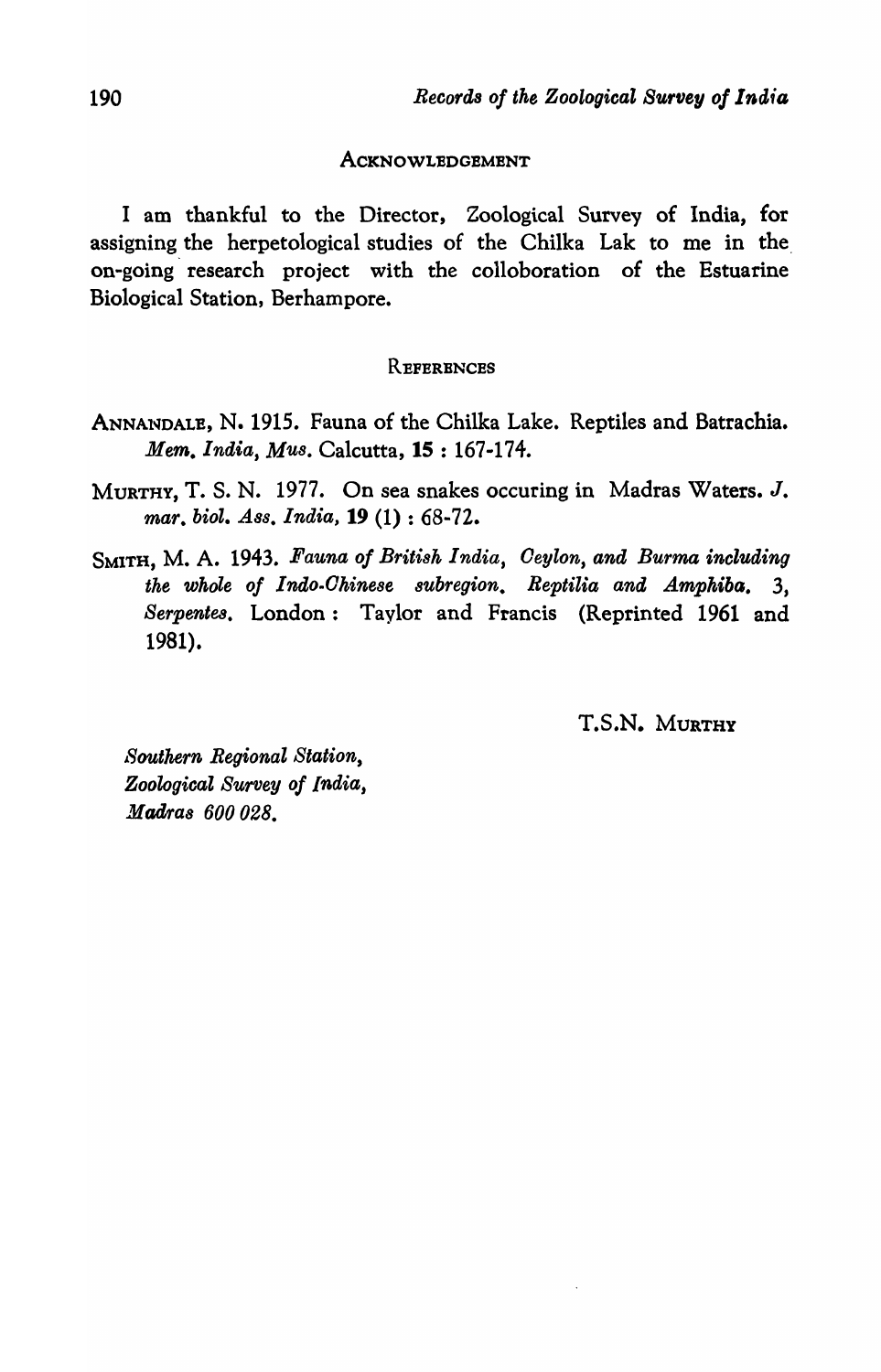## ACKNOWLEDGEMENT

I am thankful to the Director, Zoological Survey of India, for assigning the herpetological studies of the Chilka Lak to me in the on-going research project with the colloboration of the Estuarine Biological Station, Berhampore.

## REFERENCES

ANNANDALE, N. 1915. Fauna of the Chilka Lake. Reptiles and Batrachia. *Mem. India, Mus.* Calcutta, **15** : 167-174.

MURTHY, T. S. N. 1977. On sea snakes occuring in Madras Waters. *J. mar. biol. Ass. India,* **19** (1) : 68-72.

SMITH, M. A. 1943. *Fauna of British India, Ceylon, and Burma including the whole of Indo-Chinese subregion. Reptilia and Amphiba.* 3, *Serpentes.* London : Taylor and Francis (Reprinted 1961 and 1981).

T.S.N. MURTHY

*Southern Regional Station,*
*Zoological Survey of India,*
*Madras 600 028.*